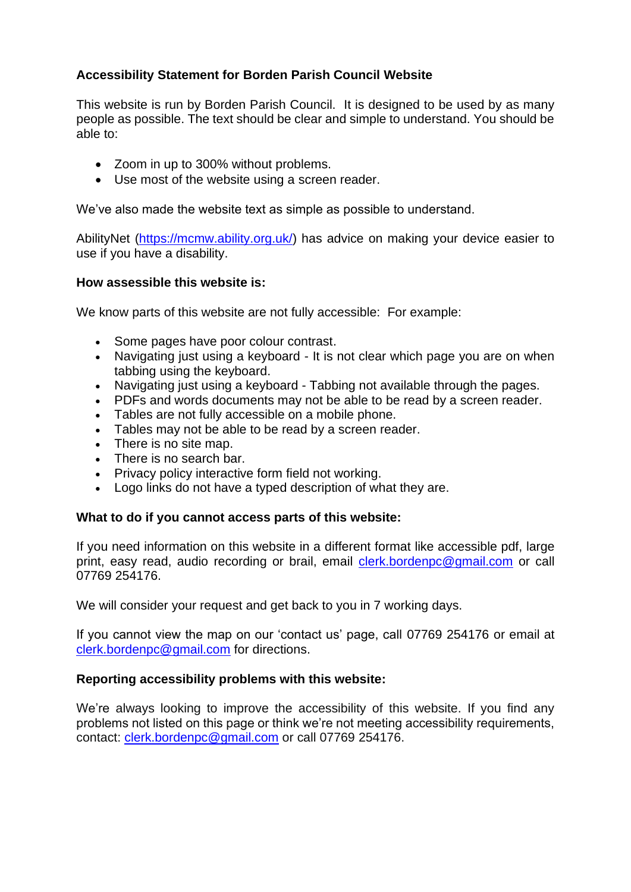**Accessibility Statement for Borden Parish Council Website**

This website is run by Borden Parish Council. It is designed to be used by as many people as possible. The text should be clear and simple to understand. You should be able to:

- Zoom in up to 300% without problems.
- Use most of the website using a screen reader.

We've also made the website text as simple as possible to understand.

AbilityNet (https://mcmw.ability.org.uk/) has advice on making your device easier to use if you have a disability.

**How assessible this website is:**

We know parts of this website are not fully accessible: For example:

- Some pages have poor colour contrast.
- Navigating just using a keyboard - It is not clear which page you are on when tabbing using the keyboard.
- Navigating just using a keyboard - Tabbing not available through the pages.
- PDFs and words documents may not be able to be read by a screen reader.
- Tables are not fully accessible on a mobile phone.
- Tables may not be able to be read by a screen reader.
- There is no site map.
- There is no search bar.
- Privacy policy interactive form field not working.
- Logo links do not have a typed description of what they are.

**What to do if you cannot access parts of this website:**

If you need information on this website in a different format like accessible pdf, large print, easy read, audio recording or brail, email clerk.bordenpc@gmail.com or call 07769 254176.

We will consider your request and get back to you in 7 working days.

If you cannot view the map on our 'contact us' page, call 07769 254176 or email at clerk.bordenpc@gmail.com for directions.

**Reporting accessibility problems with this website:**

We're always looking to improve the accessibility of this website. If you find any problems not listed on this page or think we're not meeting accessibility requirements, contact: clerk.bordenpc@gmail.com or call 07769 254176.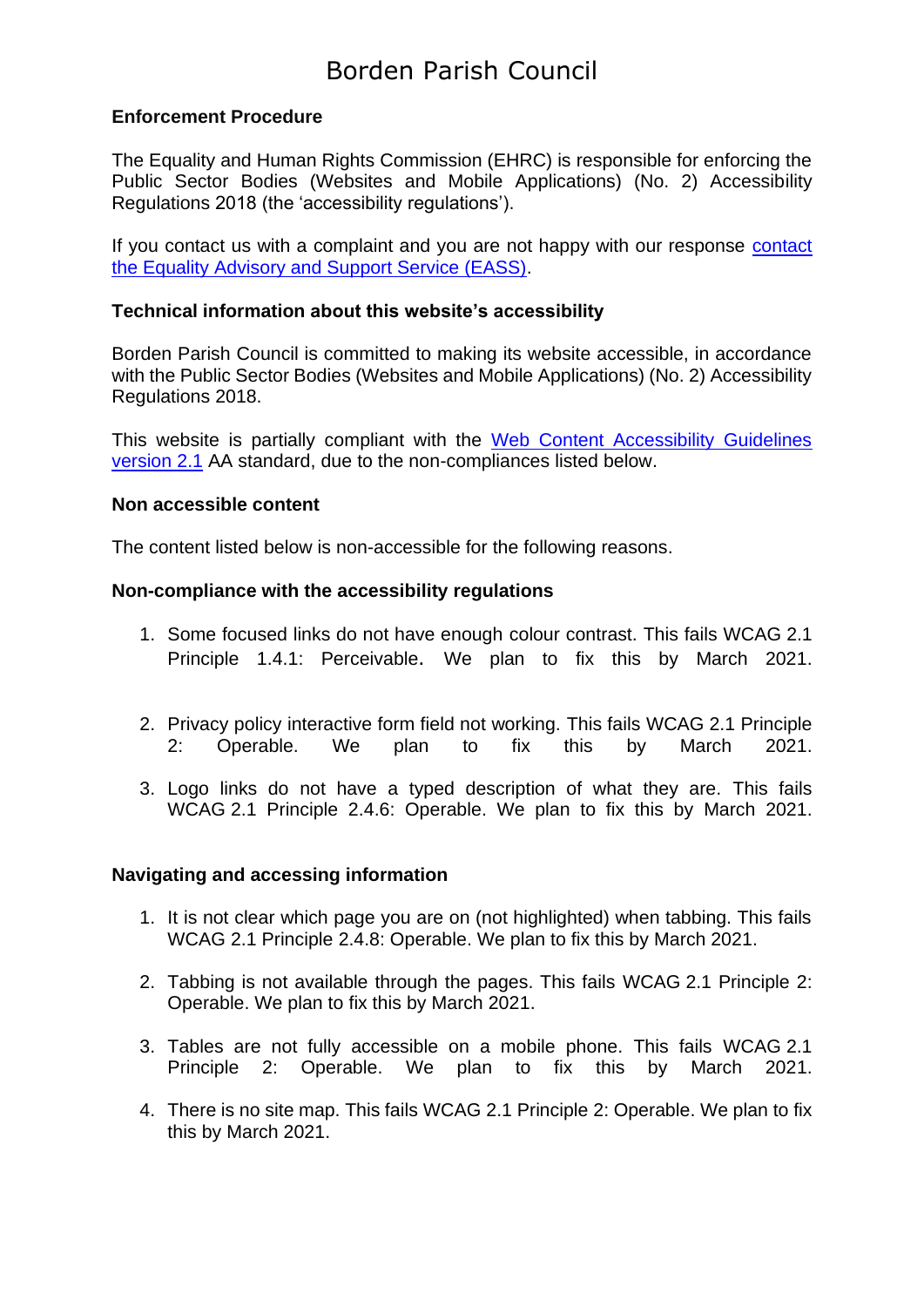# Borden Parish Council

**Enforcement Procedure**

The Equality and Human Rights Commission (EHRC) is responsible for enforcing the Public Sector Bodies (Websites and Mobile Applications) (No. 2) Accessibility Regulations 2018 (the 'accessibility regulations').

If you contact us with a complaint and you are not happy with our response contact the Equality Advisory and Support Service (EASS).

**Technical information about this website's accessibility**

Borden Parish Council is committed to making its website accessible, in accordance with the Public Sector Bodies (Websites and Mobile Applications) (No. 2) Accessibility Regulations 2018.

This website is partially compliant with the Web Content Accessibility Guidelines version 2.1 AA standard, due to the non-compliances listed below.

**Non accessible content**

The content listed below is non-accessible for the following reasons.

**Non-compliance with the accessibility regulations**

1. Some focused links do not have enough colour contrast. This fails WCAG 2.1 Principle 1.4.1: Perceivable. We plan to fix this by March 2021.
2. Privacy policy interactive form field not working. This fails WCAG 2.1 Principle 2: Operable. We plan to fix this by March 2021.
3. Logo links do not have a typed description of what they are. This fails WCAG 2.1 Principle 2.4.6: Operable. We plan to fix this by March 2021.

**Navigating and accessing information**

1. It is not clear which page you are on (not highlighted) when tabbing. This fails WCAG 2.1 Principle 2.4.8: Operable. We plan to fix this by March 2021.
2. Tabbing is not available through the pages. This fails WCAG 2.1 Principle 2: Operable. We plan to fix this by March 2021.
3. Tables are not fully accessible on a mobile phone. This fails WCAG 2.1 Principle 2: Operable. We plan to fix this by March 2021.
4. There is no site map. This fails WCAG 2.1 Principle 2: Operable. We plan to fix this by March 2021.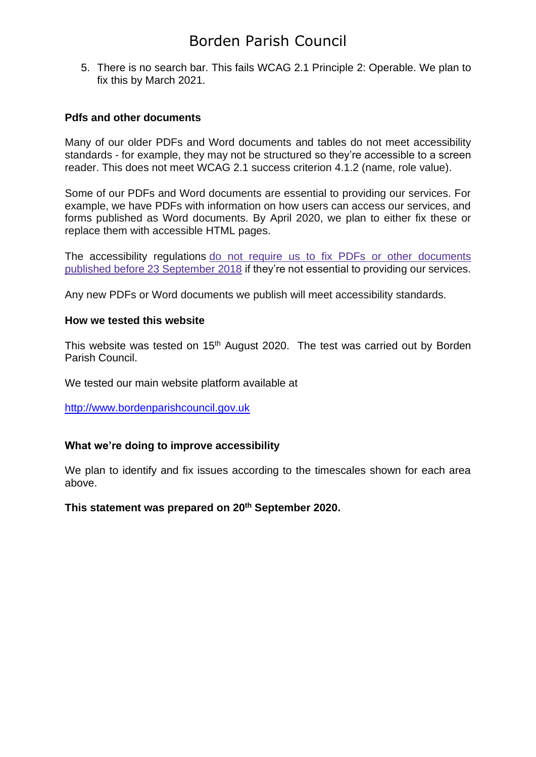5. There is no search bar. This fails WCAG 2.1 Principle 2: Operable. We plan to fix this by March 2021.

**Pdfs and other documents**

Many of our older PDFs and Word documents and tables do not meet accessibility standards - for example, they may not be structured so they're accessible to a screen reader. This does not meet WCAG 2.1 success criterion 4.1.2 (name, role value).

Some of our PDFs and Word documents are essential to providing our services. For example, we have PDFs with information on how users can access our services, and forms published as Word documents. By April 2020, we plan to either fix these or replace them with accessible HTML pages.

The accessibility regulations do not require us to fix PDFs or other documents published before 23 September 2018 if they're not essential to providing our services.

Any new PDFs or Word documents we publish will meet accessibility standards.

**How we tested this website**

This website was tested on 15th August 2020. The test was carried out by Borden Parish Council.

We tested our main website platform available at

http://www.bordenparishcouncil.gov.uk

**What we're doing to improve accessibility**

We plan to identify and fix issues according to the timescales shown for each area above.

**This statement was prepared on 20th September 2020.**